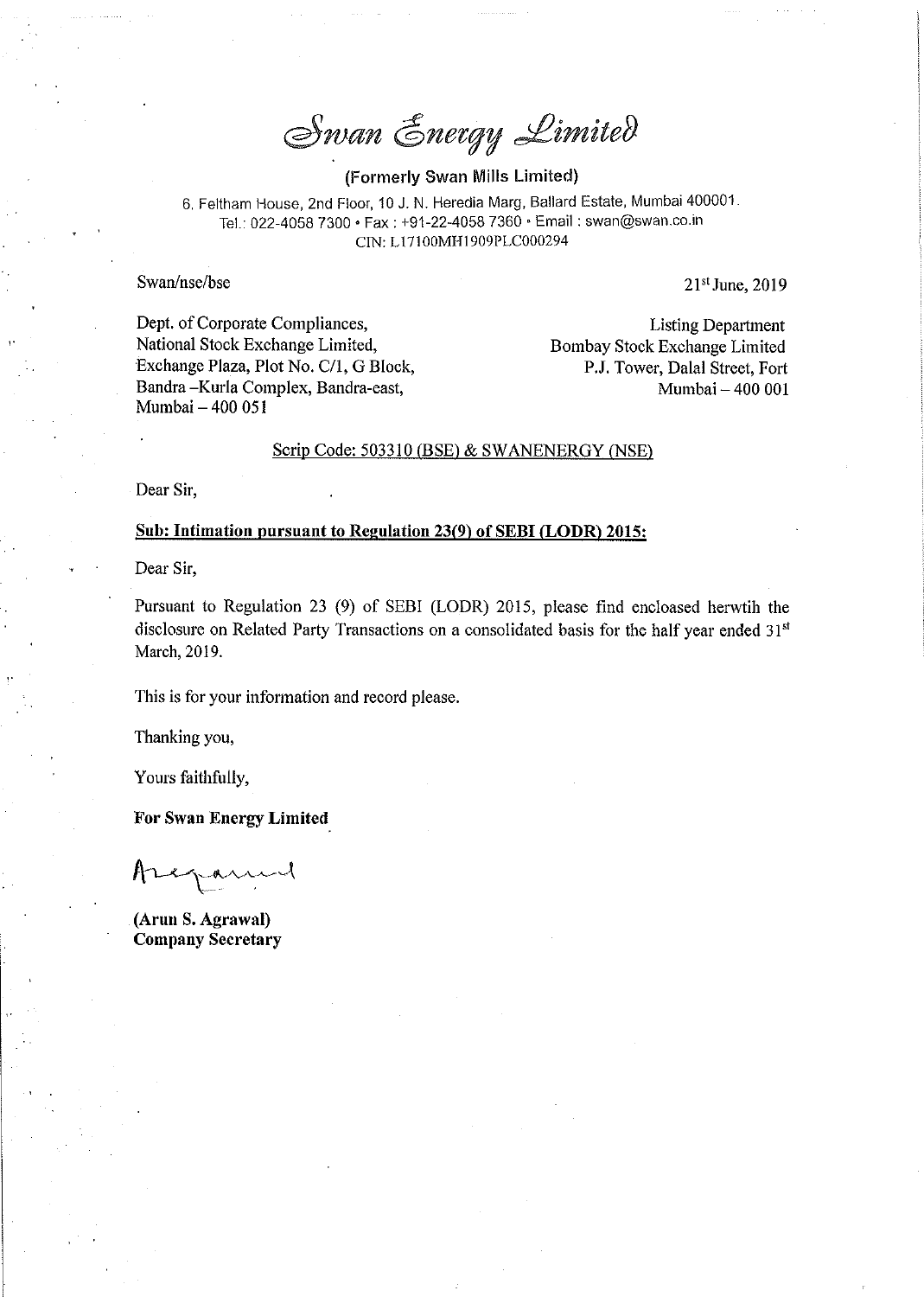# Swan Energy Limited

**(Formerly Swan Mills Limited)**

6, Feltham House, 2nd Floor, 10 J. N. Heredia Marg, Ballard Estate, Mumbai 400001.
Tel.: 022-4058 7300 • Fax : +91-22-4058 7360 • Email : swan@swan.co.in
CIN: L17100MH1909PLC000294

Swan/nse/bse

21st June, 2019

Dept. of Corporate Compliances,
National Stock Exchange Limited,
Exchange Plaza, Plot No. C/1, G Block,
Bandra -Kurla Complex, Bandra-east,
Mumbai – 400 051

Listing Department
Bombay Stock Exchange Limited
P.J. Tower, Dalal Street, Fort
Mumbai – 400 001

Scrip Code: 503310 (BSE) & SWANENERGY (NSE)

Dear Sir,

**Sub: Intimation pursuant to Regulation 23(9) of SEBI (LODR) 2015:**

Dear Sir,

Pursuant to Regulation 23 (9) of SEBI (LODR) 2015, please find encloased herwtih the disclosure on Related Party Transactions on a consolidated basis for the half year ended 31st March, 2019.

This is for your information and record please.

Thanking you,

Yours faithfully,

**For Swan Energy Limited**

**(Arun S. Agrawal)**
**Company Secretary**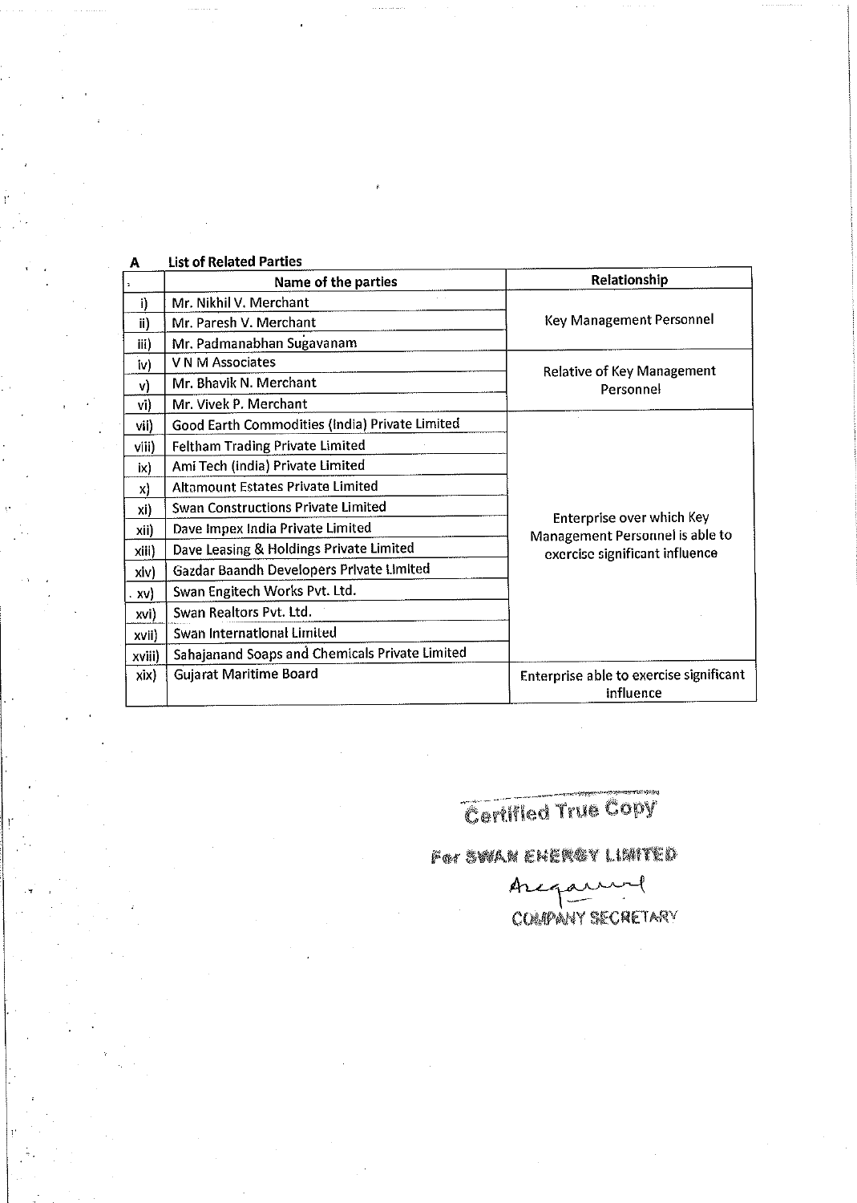**A List of Related Parties**

| | Name of the parties | Relationship |
|---|---|---|
| i) | Mr. Nikhil V. Merchant | Key Management Personnel |
| ii) | Mr. Paresh V. Merchant | |
| iii) | Mr. Padmanabhan Sugavanam | |
| iv) | V N M Associates | Relative of Key Management Personnel |
| v) | Mr. Bhavik N. Merchant | |
| vi) | Mr. Vivek P. Merchant | |
| vii) | Good Earth Commodities (India) Private Limited | Enterprise over which Key Management Personnel is able to exercise significant influence |
| viii) | Feltham Trading Private Limited | |
| ix) | Ami Tech (India) Private Limited | |
| x) | Altamount Estates Private Limited | |
| xi) | Swan Constructions Private Limited | |
| xii) | Dave Impex India Private Limited | |
| xiii) | Dave Leasing & Holdings Private Limited | |
| xiv) | Gazdar Baandh Developers Private Limited | |
| xv) | Swan Engitech Works Pvt. Ltd. | |
| xvi) | Swan Realtors Pvt. Ltd. | |
| xvii) | Swan International Limited | |
| xviii) | Sahajanand Soaps and Chemicals Private Limited | |
| xix) | Gujarat Maritime Board | Enterprise able to exercise significant influence |

Certified True Copy

For SWAN ENERGY LIMITED

COMPANY SECRETARY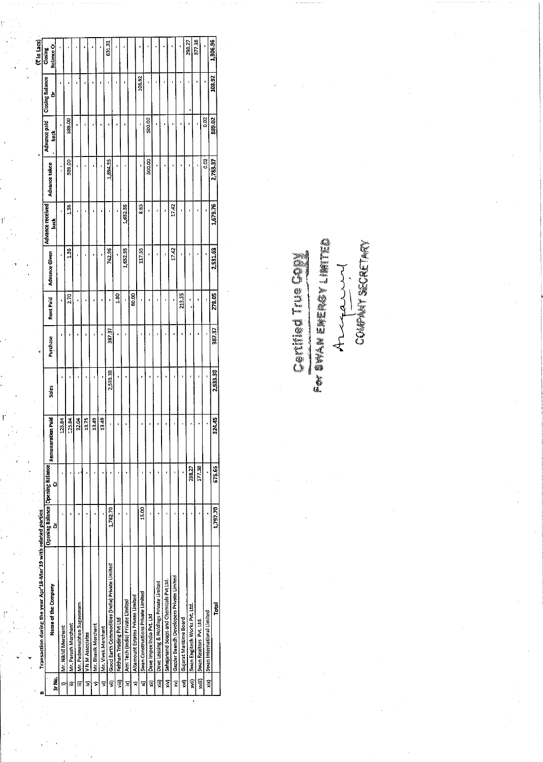**B** Transaction during the year Apr'18-Mar'19 with related parties

(₹ in Lacs)

| Sr No. | Name of the Company | Opening Balance Dr | Opening Balance Cr | Remuneration Paid | Sales | Purchase | Rent Paid | Advance Given | Advance received back | Advance taken | Advance paid back | Closing Balance Dr | Closing Balance Cr |
|---|---|---|---|---|---|---|---|---|---|---|---|---|---|
| i) | Mr. Nikhil Merchant | - | - | 125.84 | - | - | - | - | - | - | - | - | - |
| ii) | Mr. Paresh Merchant | - | - | 125.84 | - | - | 2.70 | 1.36 | 1.36 | 389.00 | 389.00 | - | - |
| iii) | Mr. Padmanabhan Sugavanam | - | - | 32.04 | - | - | - | - | - | - | - | - | - |
| iv) | V N M Associates | - | - | 13.75 | - | - | - | - | - | - | - | - | - |
| v) | Mr. Bhavik Merchant | - | - | 13.49 | - | - | - | - | - | - | - | - | - |
| vi) | Mr. Vivek Merchant | - | - | 13.49 | - | - | - | - | - | - | - | - | - |
| vii) | Good Earth Commodities (India) Private Limited | 1,782.70 | - | - | 2,533.38 | 387.37 | - | 762.96 | - | 1,894.35 | - | - | 631.31 |
| viii) | Feltham Trading Pvt Ltd | - | - | - | - | - | 1.80 | - | - | - | - | - | - |
| ix) | Ami Tech (India) Private Limited | - | - | - | - | - | - | 1,652.35 | 1,652.35 | - | - | - | - |
| x) | Altamount Estates Private Limited | - | - | - | - | - | 60.00 | - | - | - | - | - | - |
| xi) | Swan Constructions Private Limited | 15.00 | - | - | - | - | - | 117.55 | 8.63 | - | - | 108.92 | - |
| xii) | Dave Impex India Pvt. Ltd | - | - | - | - | - | - | - | - | 500.00 | 500.00 | - | - |
| xiii) | Deve Leasing & Holdings Private Limited | - | - | - | - | - | - | - | - | - | - | - | - |
| xiv) | Sahajanand Soaps and Chemicals Pvt Ltd. | - | - | - | - | - | - | - | - | - | - | - | - |
| xv) | Gazdar Bandh Developers Private Limited | - | - | - | - | - | - | 17.42 | 17.42 | - | - | - | - |
| xvi) | Gujarat Maritime Board | - | - | - | - | - | 213.55 | - | - | - | - | - | - |
| xvii) | Swan Engitech Works Pvt. Ltd. | - | 298.27 | - | - | - | - | - | - | - | - | - | 298.27 |
| xviii) | Swan Realtors Pvt. Ltd. | - | 377.38 | - | - | - | - | - | - | - | - | - | 377.38 |
| xix) | Swan International Limited | - | - | - | - | - | - | - | - | 0.02 | 0.02 | - | - |
| | **Total** | **1,797.70** | **675.65** | **324.45** | **2,533.38** | **387.37** | **278.05** | **2,551.63** | **1,679.76** | **2,783.37** | **889.02** | **108.92** | **1,306.96** |

Certified True Copy

For SWAN ENERGY LIMITED

COMPANY SECRETARY